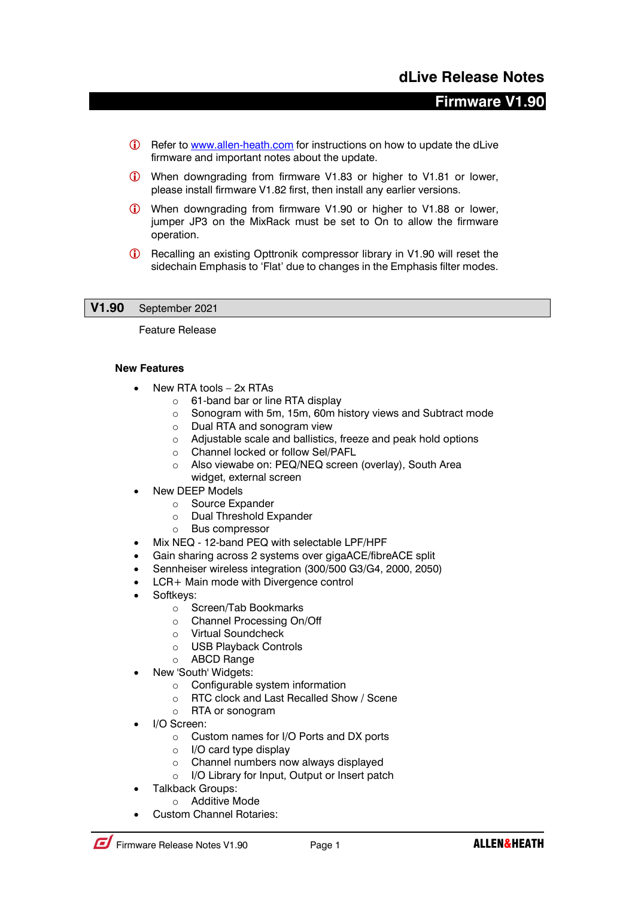# dLive Release Notes

## Firmware V1.90

- ⓘ Refer to [www.allen-heath.com](http://www.allen-heath.com) for instructions on how to update the dLive firmware and important notes about the update.
- ⓘ When downgrading from firmware V1.83 or higher to V1.81 or lower, please install firmware V1.82 first, then install any earlier versions.
- ⓘ When downgrading from firmware V1.90 or higher to V1.88 or lower, jumper JP3 on the MixRack must be set to On to allow the firmware operation.
- ⓘ Recalling an existing Opttronik compressor library in V1.90 will reset the sidechain Emphasis to 'Flat' due to changes in the Emphasis filter modes.

| **V1.90** | September 2021 |
|---|---|

Feature Release

### New Features

- New RTA tools – 2x RTAs
  - 61-band bar or line RTA display
  - Sonogram with 5m, 15m, 60m history views and Subtract mode
  - Dual RTA and sonogram view
  - Adjustable scale and ballistics, freeze and peak hold options
  - Channel locked or follow Sel/PAFL
  - Also viewabe on: PEQ/NEQ screen (overlay), South Area widget, external screen
- New DEEP Models
  - Source Expander
  - Dual Threshold Expander
  - Bus compressor
- Mix NEQ - 12-band PEQ with selectable LPF/HPF
- Gain sharing across 2 systems over gigaACE/fibreACE split
- Sennheiser wireless integration (300/500 G3/G4, 2000, 2050)
- LCR+ Main mode with Divergence control
- Softkeys:
  - Screen/Tab Bookmarks
  - Channel Processing On/Off
  - Virtual Soundcheck
  - USB Playback Controls
  - ABCD Range
- New 'South' Widgets:
  - Configurable system information
  - RTC clock and Last Recalled Show / Scene
  - RTA or sonogram
- I/O Screen:
  - Custom names for I/O Ports and DX ports
  - I/O card type display
  - Channel numbers now always displayed
  - I/O Library for Input, Output or Insert patch
- Talkback Groups:
  - Additive Mode
- Custom Channel Rotaries: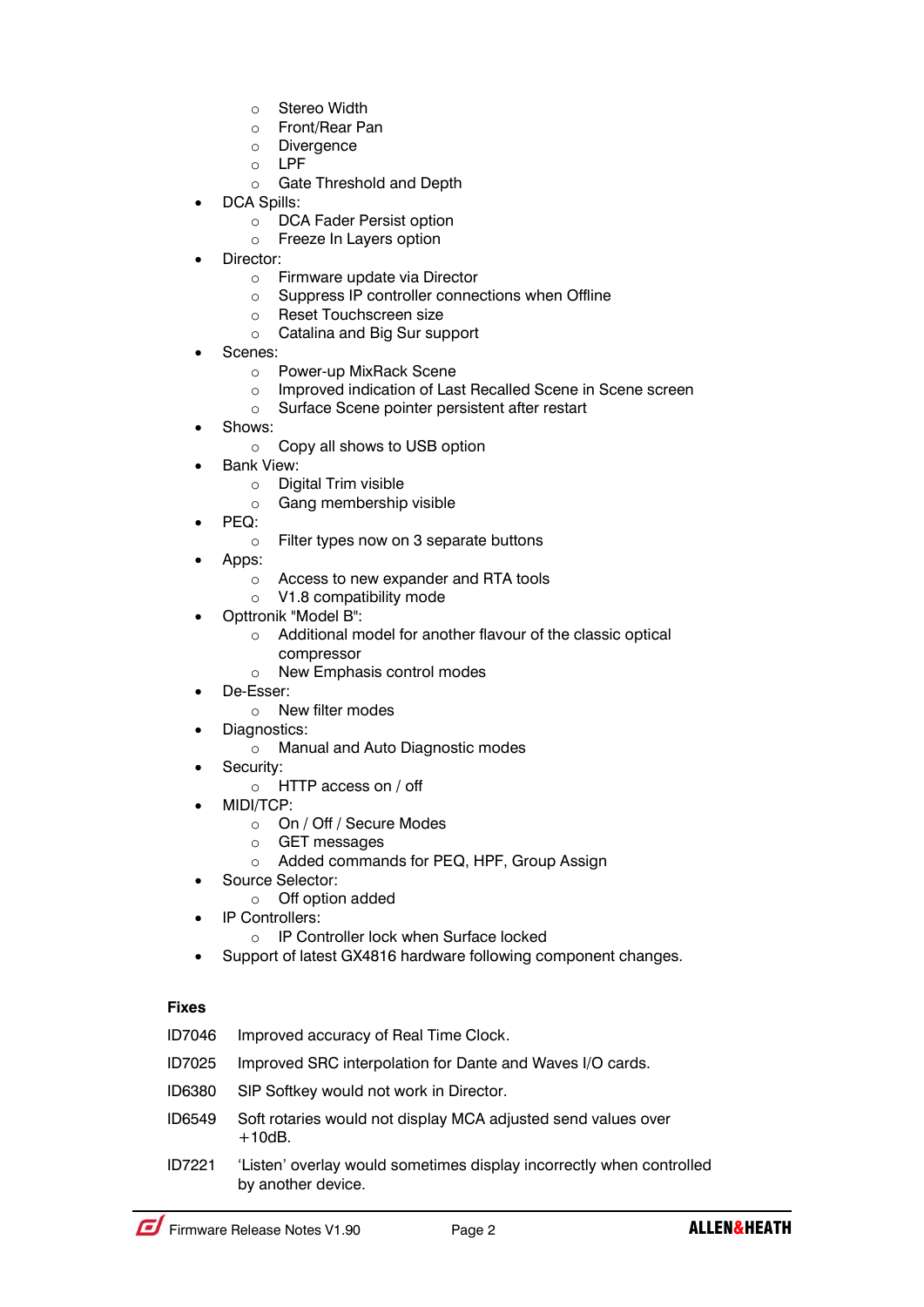- Stereo Width
    - Front/Rear Pan
    - Divergence
    - LPF
    - Gate Threshold and Depth
- DCA Spills:
    - DCA Fader Persist option
    - Freeze In Layers option
- Director:
    - Firmware update via Director
    - Suppress IP controller connections when Offline
    - Reset Touchscreen size
    - Catalina and Big Sur support
- Scenes:
    - Power-up MixRack Scene
    - Improved indication of Last Recalled Scene in Scene screen
    - Surface Scene pointer persistent after restart
- Shows:
    - Copy all shows to USB option
- Bank View:
    - Digital Trim visible
    - Gang membership visible
- PEQ:
    - Filter types now on 3 separate buttons
- Apps:
    - Access to new expander and RTA tools
    - V1.8 compatibility mode
- Opttronik "Model B":
    - Additional model for another flavour of the classic optical compressor
    - New Emphasis control modes
- De-Esser:
    - New filter modes
- Diagnostics:
    - Manual and Auto Diagnostic modes
- Security:
    - HTTP access on / off
- MIDI/TCP:
    - On / Off / Secure Modes
    - GET messages
    - Added commands for PEQ, HPF, Group Assign
- Source Selector:
    - Off option added
- IP Controllers:
    - IP Controller lock when Surface locked
- Support of latest GX4816 hardware following component changes.

**Fixes**

ID7046 Improved accuracy of Real Time Clock.

ID7025 Improved SRC interpolation for Dante and Waves I/O cards.

ID6380 SIP Softkey would not work in Director.

ID6549 Soft rotaries would not display MCA adjusted send values over +10dB.

ID7221 'Listen' overlay would sometimes display incorrectly when controlled by another device.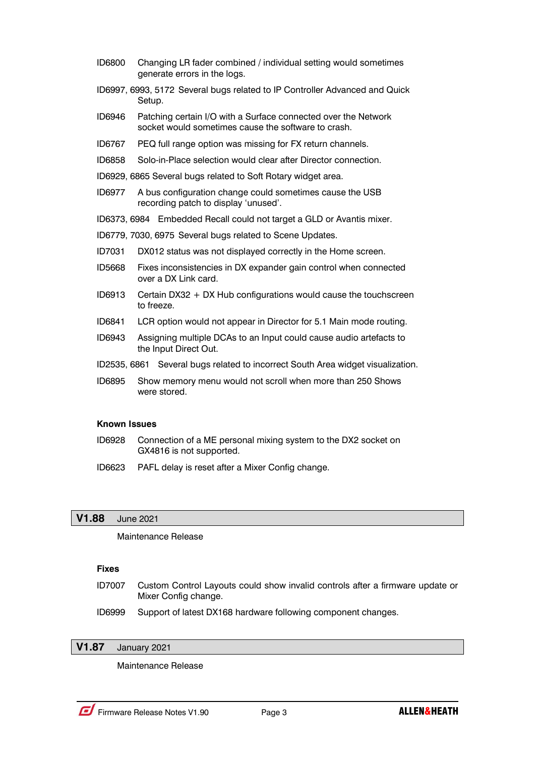ID6800 Changing LR fader combined / individual setting would sometimes generate errors in the logs.

ID6997, 6993, 5172 Several bugs related to IP Controller Advanced and Quick Setup.

ID6946 Patching certain I/O with a Surface connected over the Network socket would sometimes cause the software to crash.

ID6767 PEQ full range option was missing for FX return channels.

ID6858 Solo-in-Place selection would clear after Director connection.

ID6929, 6865 Several bugs related to Soft Rotary widget area.

ID6977 A bus configuration change could sometimes cause the USB recording patch to display 'unused'.

ID6373, 6984 Embedded Recall could not target a GLD or Avantis mixer.

ID6779, 7030, 6975 Several bugs related to Scene Updates.

ID7031 DX012 status was not displayed correctly in the Home screen.

ID5668 Fixes inconsistencies in DX expander gain control when connected over a DX Link card.

ID6913 Certain DX32 + DX Hub configurations would cause the touchscreen to freeze.

ID6841 LCR option would not appear in Director for 5.1 Main mode routing.

ID6943 Assigning multiple DCAs to an Input could cause audio artefacts to the Input Direct Out.

ID2535, 6861 Several bugs related to incorrect South Area widget visualization.

ID6895 Show memory menu would not scroll when more than 250 Shows were stored.

**Known Issues**

ID6928 Connection of a ME personal mixing system to the DX2 socket on GX4816 is not supported.

ID6623 PAFL delay is reset after a Mixer Config change.

## V1.88 June 2021

Maintenance Release

**Fixes**

ID7007 Custom Control Layouts could show invalid controls after a firmware update or Mixer Config change.

ID6999 Support of latest DX168 hardware following component changes.

## V1.87 January 2021

Maintenance Release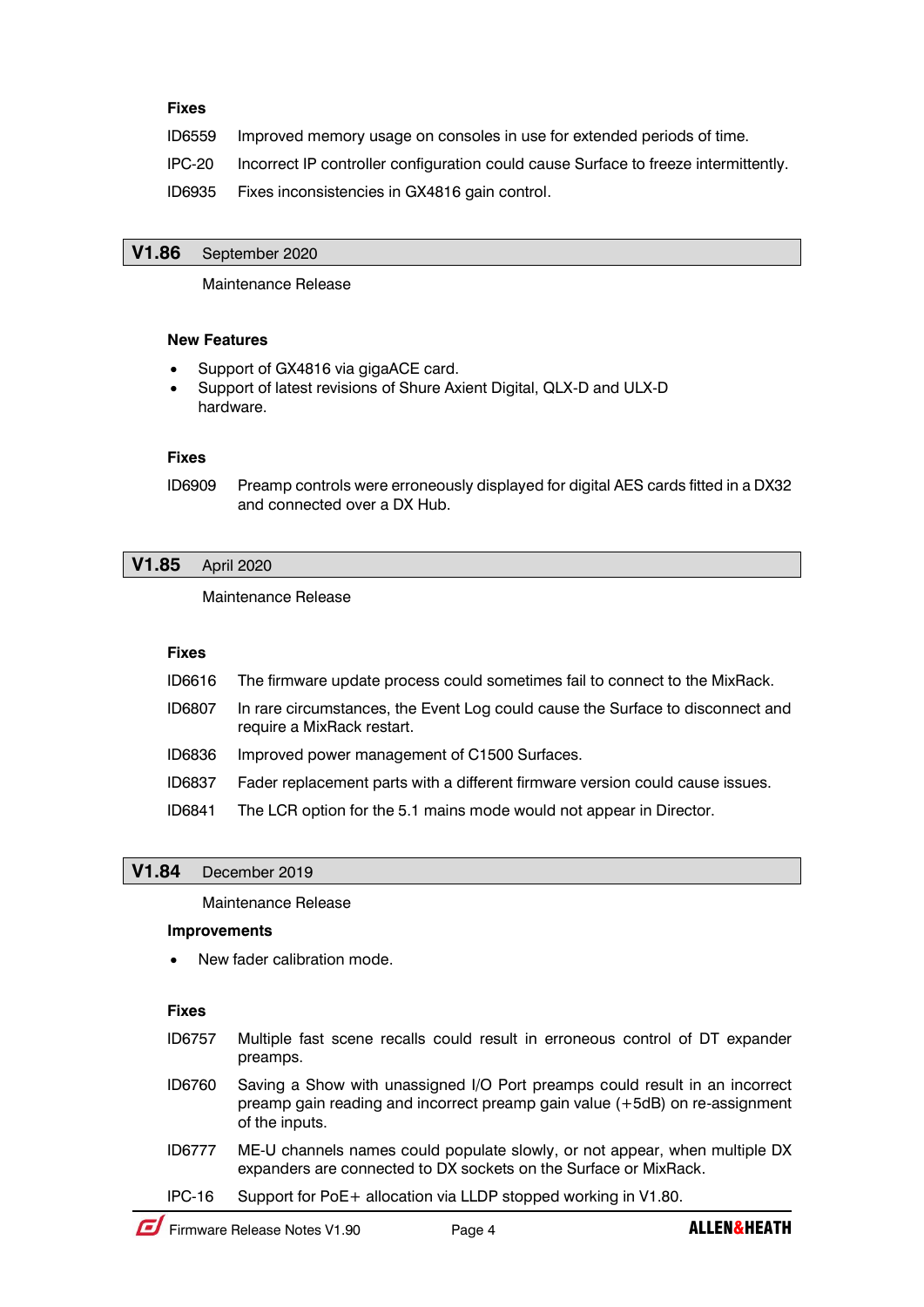### Fixes

| | |
|---|---|
| ID6559 | Improved memory usage on consoles in use for extended periods of time. |
| IPC-20 | Incorrect IP controller configuration could cause Surface to freeze intermittently. |
| ID6935 | Fixes inconsistencies in GX4816 gain control. |

## V1.86 September 2020

Maintenance Release

### New Features

- Support of GX4816 via gigaACE card.
- Support of latest revisions of Shure Axient Digital, QLX-D and ULX-D hardware.

### Fixes

| | |
|---|---|
| ID6909 | Preamp controls were erroneously displayed for digital AES cards fitted in a DX32 and connected over a DX Hub. |

## V1.85 April 2020

Maintenance Release

### Fixes

| | |
|---|---|
| ID6616 | The firmware update process could sometimes fail to connect to the MixRack. |
| ID6807 | In rare circumstances, the Event Log could cause the Surface to disconnect and require a MixRack restart. |
| ID6836 | Improved power management of C1500 Surfaces. |
| ID6837 | Fader replacement parts with a different firmware version could cause issues. |
| ID6841 | The LCR option for the 5.1 mains mode would not appear in Director. |

## V1.84 December 2019

Maintenance Release

### Improvements

- New fader calibration mode.

### Fixes

| | |
|---|---|
| ID6757 | Multiple fast scene recalls could result in erroneous control of DT expander preamps. |
| ID6760 | Saving a Show with unassigned I/O Port preamps could result in an incorrect preamp gain reading and incorrect preamp gain value (+5dB) on re-assignment of the inputs. |
| ID6777 | ME-U channels names could populate slowly, or not appear, when multiple DX expanders are connected to DX sockets on the Surface or MixRack. |
| IPC-16 | Support for PoE+ allocation via LLDP stopped working in V1.80. |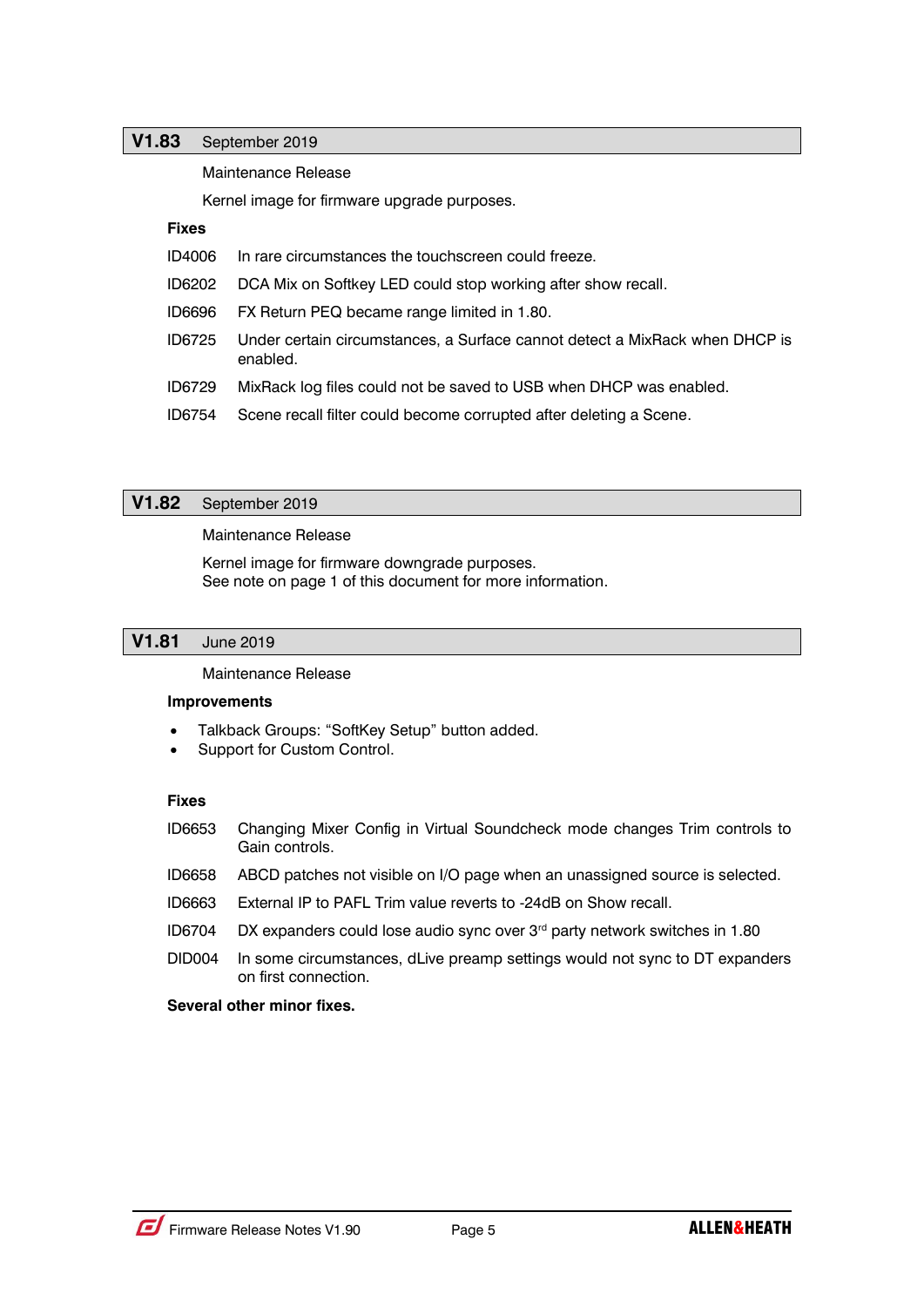## V1.83 September 2019

Maintenance Release

Kernel image for firmware upgrade purposes.

**Fixes**

| | |
|---|---|
| ID4006 | In rare circumstances the touchscreen could freeze. |
| ID6202 | DCA Mix on Softkey LED could stop working after show recall. |
| ID6696 | FX Return PEQ became range limited in 1.80. |
| ID6725 | Under certain circumstances, a Surface cannot detect a MixRack when DHCP is enabled. |
| ID6729 | MixRack log files could not be saved to USB when DHCP was enabled. |
| ID6754 | Scene recall filter could become corrupted after deleting a Scene. |

## V1.82 September 2019

Maintenance Release

Kernel image for firmware downgrade purposes.
See note on page 1 of this document for more information.

## V1.81 June 2019

Maintenance Release

**Improvements**

- Talkback Groups: “SoftKey Setup” button added.
- Support for Custom Control.

**Fixes**

| | |
|---|---|
| ID6653 | Changing Mixer Config in Virtual Soundcheck mode changes Trim controls to Gain controls. |
| ID6658 | ABCD patches not visible on I/O page when an unassigned source is selected. |
| ID6663 | External IP to PAFL Trim value reverts to -24dB on Show recall. |
| ID6704 | DX expanders could lose audio sync over 3rd party network switches in 1.80 |
| DID004 | In some circumstances, dLive preamp settings would not sync to DT expanders on first connection. |

**Several other minor fixes.**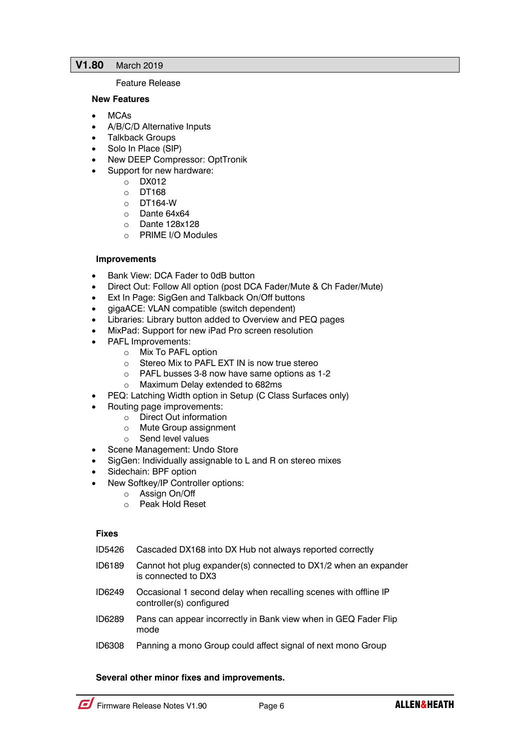## V1.80 March 2019

Feature Release

### New Features

- MCAs
- A/B/C/D Alternative Inputs
- Talkback Groups
- Solo In Place (SIP)
- New DEEP Compressor: OptTronik
- Support for new hardware:
  - DX012
  - DT168
  - DT164-W
  - Dante 64x64
  - Dante 128x128
  - PRIME I/O Modules

### Improvements

- Bank View: DCA Fader to 0dB button
- Direct Out: Follow All option (post DCA Fader/Mute & Ch Fader/Mute)
- Ext In Page: SigGen and Talkback On/Off buttons
- gigaACE: VLAN compatible (switch dependent)
- Libraries: Library button added to Overview and PEQ pages
- MixPad: Support for new iPad Pro screen resolution
- PAFL Improvements:
  - Mix To PAFL option
  - Stereo Mix to PAFL EXT IN is now true stereo
  - PAFL busses 3-8 now have same options as 1-2
  - Maximum Delay extended to 682ms
- PEQ: Latching Width option in Setup (C Class Surfaces only)
- Routing page improvements:
  - Direct Out information
  - Mute Group assignment
  - Send level values
- Scene Management: Undo Store
- SigGen: Individually assignable to L and R on stereo mixes
- Sidechain: BPF option
- New Softkey/IP Controller options:
  - Assign On/Off
  - Peak Hold Reset

### Fixes

| | |
|---|---|
| ID5426 | Cascaded DX168 into DX Hub not always reported correctly |
| ID6189 | Cannot hot plug expander(s) connected to DX1/2 when an expander is connected to DX3 |
| ID6249 | Occasional 1 second delay when recalling scenes with offline IP controller(s) configured |
| ID6289 | Pans can appear incorrectly in Bank view when in GEQ Fader Flip mode |
| ID6308 | Panning a mono Group could affect signal of next mono Group |

**Several other minor fixes and improvements.**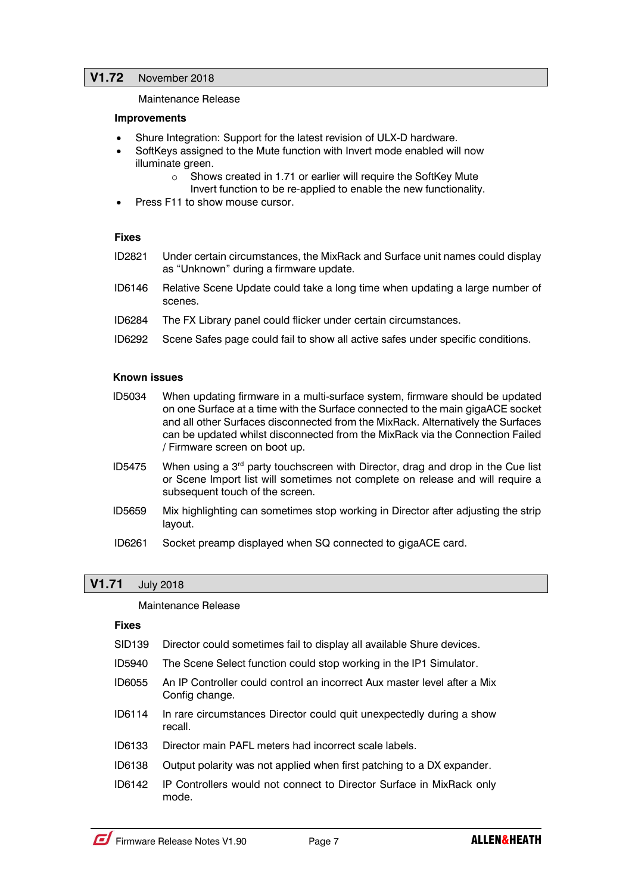## V1.72 November 2018

Maintenance Release

### Improvements

- Shure Integration: Support for the latest revision of ULX-D hardware.
- SoftKeys assigned to the Mute function with Invert mode enabled will now illuminate green.
  - Shows created in 1.71 or earlier will require the SoftKey Mute Invert function to be re-applied to enable the new functionality.
- Press F11 to show mouse cursor.

### Fixes

ID2821 Under certain circumstances, the MixRack and Surface unit names could display as "Unknown" during a firmware update.

ID6146 Relative Scene Update could take a long time when updating a large number of scenes.

ID6284 The FX Library panel could flicker under certain circumstances.

ID6292 Scene Safes page could fail to show all active safes under specific conditions.

### Known issues

ID5034 When updating firmware in a multi-surface system, firmware should be updated on one Surface at a time with the Surface connected to the main gigaACE socket and all other Surfaces disconnected from the MixRack. Alternatively the Surfaces can be updated whilst disconnected from the MixRack via the Connection Failed / Firmware screen on boot up.

ID5475 When using a 3rd party touchscreen with Director, drag and drop in the Cue list or Scene Import list will sometimes not complete on release and will require a subsequent touch of the screen.

ID5659 Mix highlighting can sometimes stop working in Director after adjusting the strip layout.

ID6261 Socket preamp displayed when SQ connected to gigaACE card.

## V1.71 July 2018

Maintenance Release

### Fixes

SID139 Director could sometimes fail to display all available Shure devices.

ID5940 The Scene Select function could stop working in the IP1 Simulator.

ID6055 An IP Controller could control an incorrect Aux master level after a Mix Config change.

ID6114 In rare circumstances Director could quit unexpectedly during a show recall.

ID6133 Director main PAFL meters had incorrect scale labels.

ID6138 Output polarity was not applied when first patching to a DX expander.

ID6142 IP Controllers would not connect to Director Surface in MixRack only mode.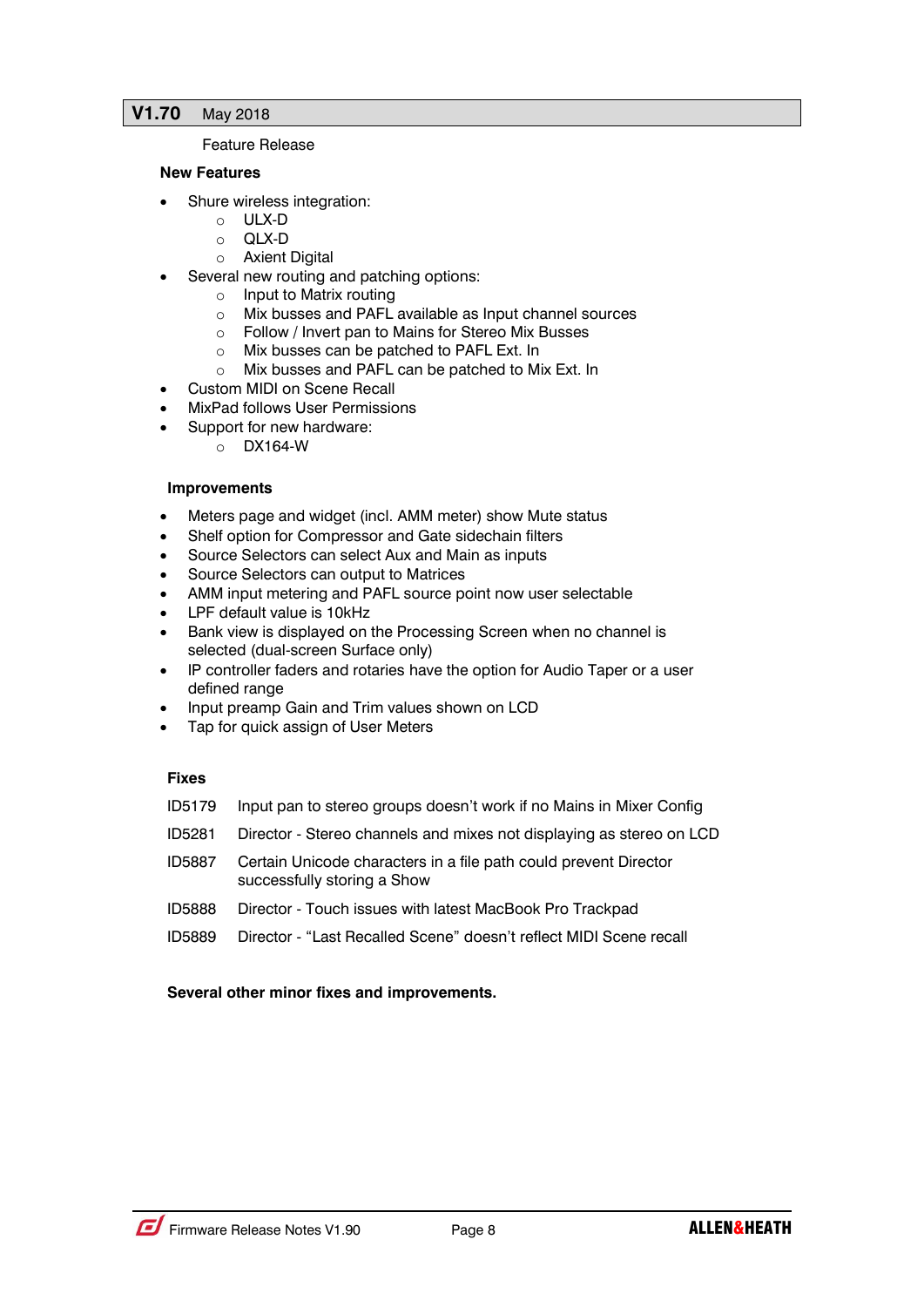## V1.70 May 2018

Feature Release

### New Features

- Shure wireless integration:
  - ULX-D
  - QLX-D
  - Axient Digital
- Several new routing and patching options:
  - Input to Matrix routing
  - Mix busses and PAFL available as Input channel sources
  - Follow / Invert pan to Mains for Stereo Mix Busses
  - Mix busses can be patched to PAFL Ext. In
  - Mix busses and PAFL can be patched to Mix Ext. In
- Custom MIDI on Scene Recall
- MixPad follows User Permissions
- Support for new hardware:
  - DX164-W

### Improvements

- Meters page and widget (incl. AMM meter) show Mute status
- Shelf option for Compressor and Gate sidechain filters
- Source Selectors can select Aux and Main as inputs
- Source Selectors can output to Matrices
- AMM input metering and PAFL source point now user selectable
- LPF default value is 10kHz
- Bank view is displayed on the Processing Screen when no channel is selected (dual-screen Surface only)
- IP controller faders and rotaries have the option for Audio Taper or a user defined range
- Input preamp Gain and Trim values shown on LCD
- Tap for quick assign of User Meters

### Fixes

| | |
|---|---|
| ID5179 | Input pan to stereo groups doesn't work if no Mains in Mixer Config |
| ID5281 | Director - Stereo channels and mixes not displaying as stereo on LCD |
| ID5887 | Certain Unicode characters in a file path could prevent Director successfully storing a Show |
| ID5888 | Director - Touch issues with latest MacBook Pro Trackpad |
| ID5889 | Director - "Last Recalled Scene" doesn't reflect MIDI Scene recall |

**Several other minor fixes and improvements.**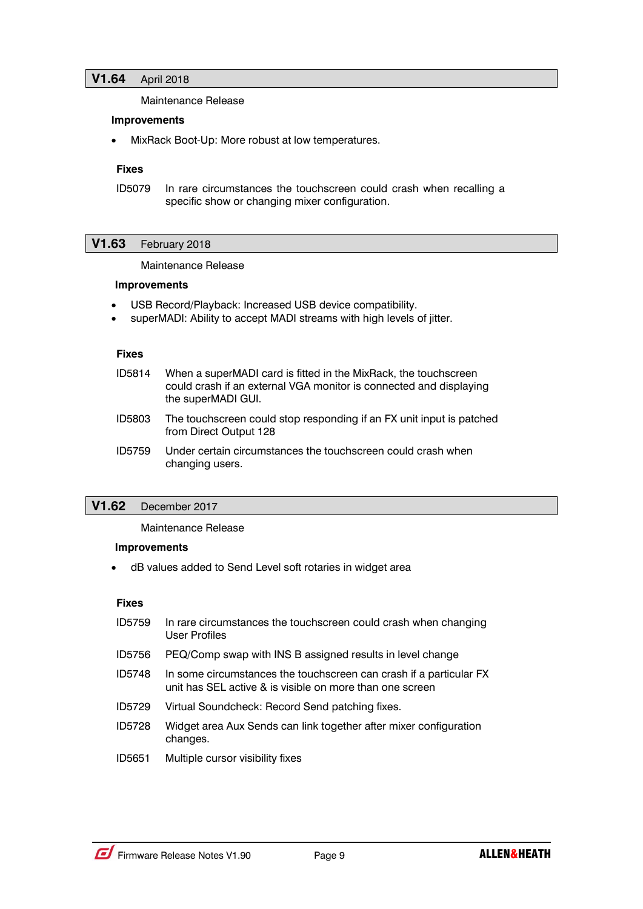## V1.64 April 2018

Maintenance Release

**Improvements**

- MixRack Boot-Up: More robust at low temperatures.

**Fixes**

| | |
|---|---|
| ID5079 | In rare circumstances the touchscreen could crash when recalling a specific show or changing mixer configuration. |

## V1.63 February 2018

Maintenance Release

**Improvements**

- USB Record/Playback: Increased USB device compatibility.
- superMADI: Ability to accept MADI streams with high levels of jitter.

**Fixes**

| | |
|---|---|
| ID5814 | When a superMADI card is fitted in the MixRack, the touchscreen could crash if an external VGA monitor is connected and displaying the superMADI GUI. |
| ID5803 | The touchscreen could stop responding if an FX unit input is patched from Direct Output 128 |
| ID5759 | Under certain circumstances the touchscreen could crash when changing users. |

## V1.62 December 2017

Maintenance Release

**Improvements**

- dB values added to Send Level soft rotaries in widget area

**Fixes**

| | |
|---|---|
| ID5759 | In rare circumstances the touchscreen could crash when changing User Profiles |
| ID5756 | PEQ/Comp swap with INS B assigned results in level change |
| ID5748 | In some circumstances the touchscreen can crash if a particular FX unit has SEL active & is visible on more than one screen |
| ID5729 | Virtual Soundcheck: Record Send patching fixes. |
| ID5728 | Widget area Aux Sends can link together after mixer configuration changes. |
| ID5651 | Multiple cursor visibility fixes |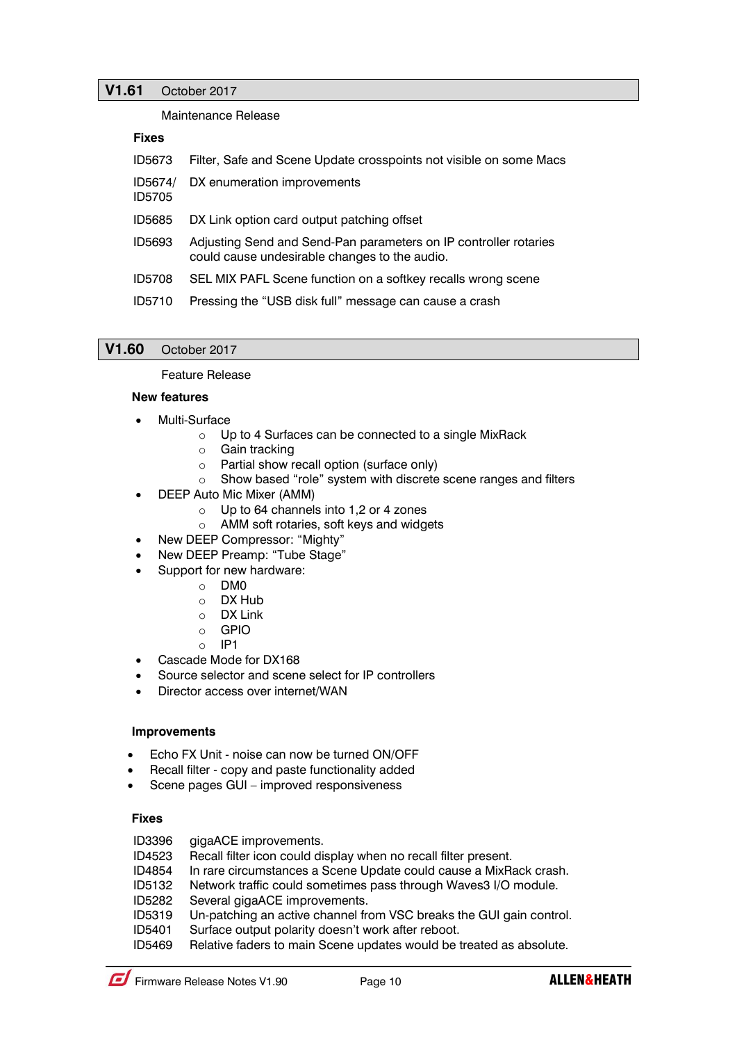## V1.61 October 2017

Maintenance Release

**Fixes**

| | |
|---|---|
| ID5673 | Filter, Safe and Scene Update crosspoints not visible on some Macs |
| ID5674/ ID5705 | DX enumeration improvements |
| ID5685 | DX Link option card output patching offset |
| ID5693 | Adjusting Send and Send-Pan parameters on IP controller rotaries could cause undesirable changes to the audio. |
| ID5708 | SEL MIX PAFL Scene function on a softkey recalls wrong scene |
| ID5710 | Pressing the "USB disk full" message can cause a crash |

## V1.60 October 2017

Feature Release

**New features**

- Multi-Surface
  - Up to 4 Surfaces can be connected to a single MixRack
  - Gain tracking
  - Partial show recall option (surface only)
  - Show based "role" system with discrete scene ranges and filters
- DEEP Auto Mic Mixer (AMM)
  - Up to 64 channels into 1,2 or 4 zones
  - AMM soft rotaries, soft keys and widgets
- New DEEP Compressor: "Mighty"
- New DEEP Preamp: "Tube Stage"
- Support for new hardware:
  - DM0
  - DX Hub
  - DX Link
  - GPIO
  - IP1
- Cascade Mode for DX168
- Source selector and scene select for IP controllers
- Director access over internet/WAN

**Improvements**

- Echo FX Unit - noise can now be turned ON/OFF
- Recall filter - copy and paste functionality added
- Scene pages GUI – improved responsiveness

**Fixes**

| | |
|---|---|
| ID3396 | gigaACE improvements. |
| ID4523 | Recall filter icon could display when no recall filter present. |
| ID4854 | In rare circumstances a Scene Update could cause a MixRack crash. |
| ID5132 | Network traffic could sometimes pass through Waves3 I/O module. |
| ID5282 | Several gigaACE improvements. |
| ID5319 | Un-patching an active channel from VSC breaks the GUI gain control. |
| ID5401 | Surface output polarity doesn't work after reboot. |
| ID5469 | Relative faders to main Scene updates would be treated as absolute. |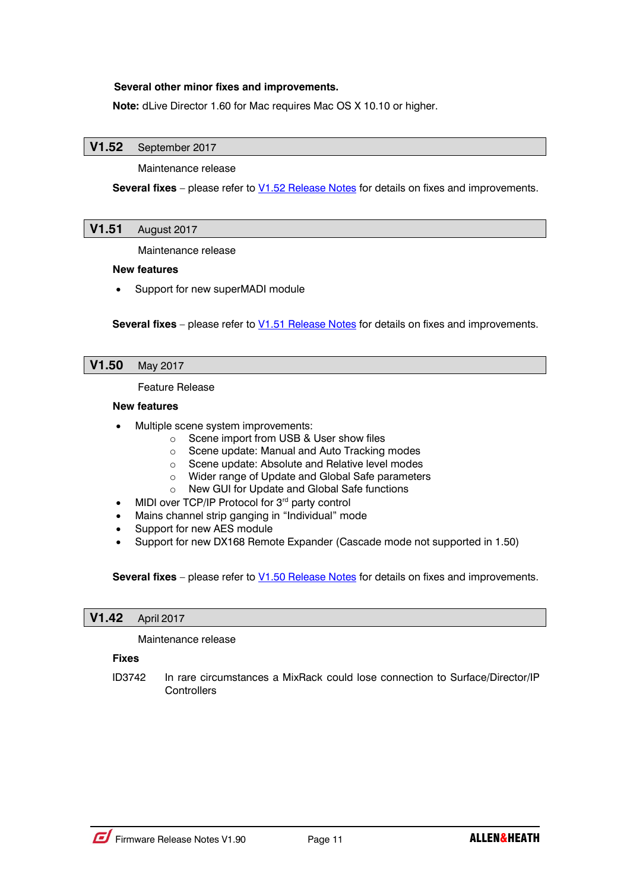**Several other minor fixes and improvements.**

**Note:** dLive Director 1.60 for Mac requires Mac OS X 10.10 or higher.

## V1.52 September 2017

Maintenance release

**Several fixes** – please refer to V1.52 Release Notes for details on fixes and improvements.

## V1.51 August 2017

Maintenance release

**New features**

- Support for new superMADI module

**Several fixes** – please refer to V1.51 Release Notes for details on fixes and improvements.

## V1.50 May 2017

Feature Release

**New features**

- Multiple scene system improvements:
  - Scene import from USB & User show files
  - Scene update: Manual and Auto Tracking modes
  - Scene update: Absolute and Relative level modes
  - Wider range of Update and Global Safe parameters
  - New GUI for Update and Global Safe functions
- MIDI over TCP/IP Protocol for 3rd party control
- Mains channel strip ganging in "Individual" mode
- Support for new AES module
- Support for new DX168 Remote Expander (Cascade mode not supported in 1.50)

**Several fixes** – please refer to V1.50 Release Notes for details on fixes and improvements.

## V1.42 April 2017

Maintenance release

**Fixes**

ID3742 In rare circumstances a MixRack could lose connection to Surface/Director/IP Controllers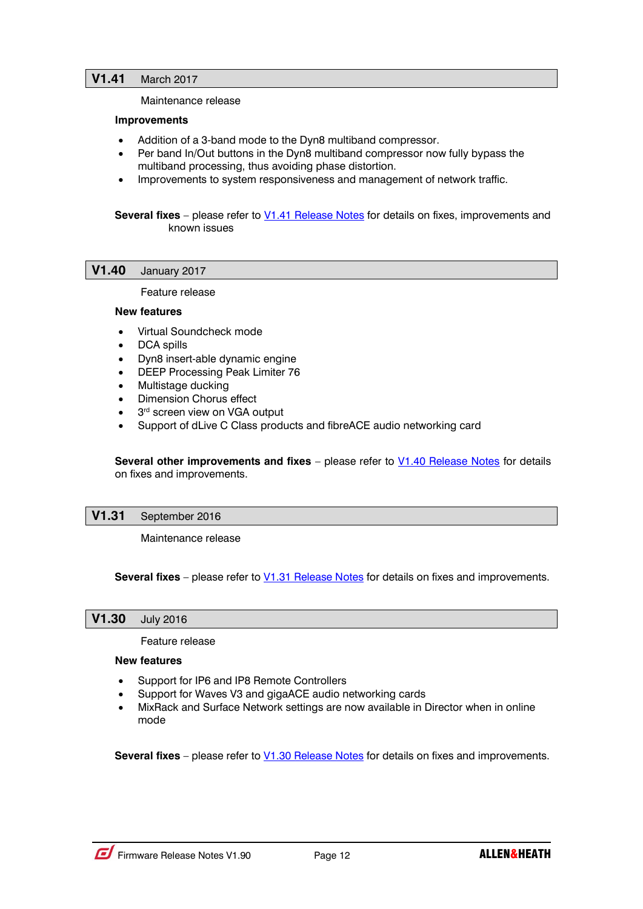## V1.41 March 2017

Maintenance release

**Improvements**

- Addition of a 3-band mode to the Dyn8 multiband compressor.
- Per band In/Out buttons in the Dyn8 multiband compressor now fully bypass the multiband processing, thus avoiding phase distortion.
- Improvements to system responsiveness and management of network traffic.

**Several fixes** – please refer to V1.41 Release Notes for details on fixes, improvements and known issues

## V1.40 January 2017

Feature release

**New features**

- Virtual Soundcheck mode
- DCA spills
- Dyn8 insert-able dynamic engine
- DEEP Processing Peak Limiter 76
- Multistage ducking
- Dimension Chorus effect
- 3rd screen view on VGA output
- Support of dLive C Class products and fibreACE audio networking card

**Several other improvements and fixes** – please refer to V1.40 Release Notes for details on fixes and improvements.

## V1.31 September 2016

Maintenance release

**Several fixes** – please refer to V1.31 Release Notes for details on fixes and improvements.

## V1.30 July 2016

Feature release

**New features**

- Support for IP6 and IP8 Remote Controllers
- Support for Waves V3 and gigaACE audio networking cards
- MixRack and Surface Network settings are now available in Director when in online mode

**Several fixes** – please refer to V1.30 Release Notes for details on fixes and improvements.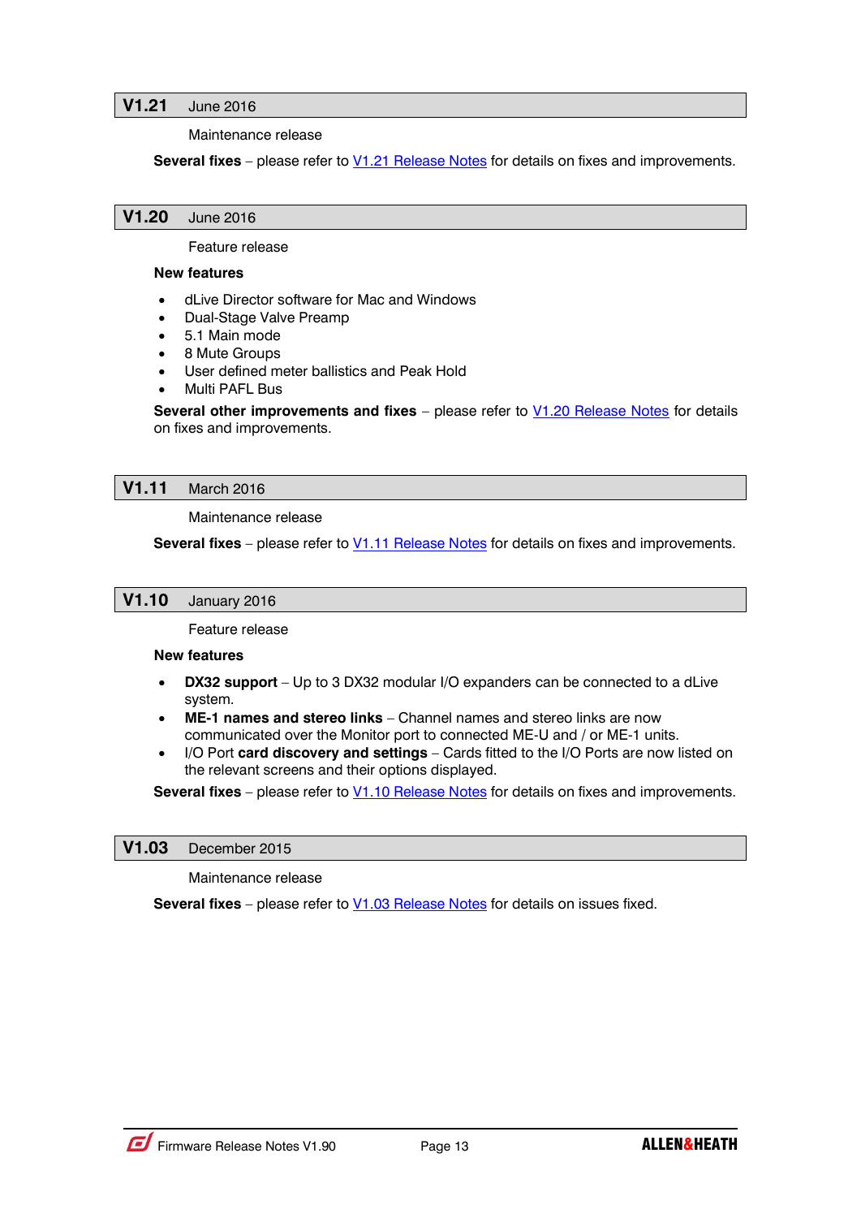## V1.21 June 2016

Maintenance release

**Several fixes** – please refer to V1.21 Release Notes for details on fixes and improvements.

## V1.20 June 2016

Feature release

**New features**

- dLive Director software for Mac and Windows
- Dual-Stage Valve Preamp
- 5.1 Main mode
- 8 Mute Groups
- User defined meter ballistics and Peak Hold
- Multi PAFL Bus

**Several other improvements and fixes** – please refer to V1.20 Release Notes for details on fixes and improvements.

## V1.11 March 2016

Maintenance release

**Several fixes** – please refer to V1.11 Release Notes for details on fixes and improvements.

## V1.10 January 2016

Feature release

**New features**

- **DX32 support** – Up to 3 DX32 modular I/O expanders can be connected to a dLive system.
- **ME-1 names and stereo links** – Channel names and stereo links are now communicated over the Monitor port to connected ME-U and / or ME-1 units.
- I/O Port **card discovery and settings** – Cards fitted to the I/O Ports are now listed on the relevant screens and their options displayed.

**Several fixes** – please refer to V1.10 Release Notes for details on fixes and improvements.

## V1.03 December 2015

Maintenance release

**Several fixes** – please refer to V1.03 Release Notes for details on issues fixed.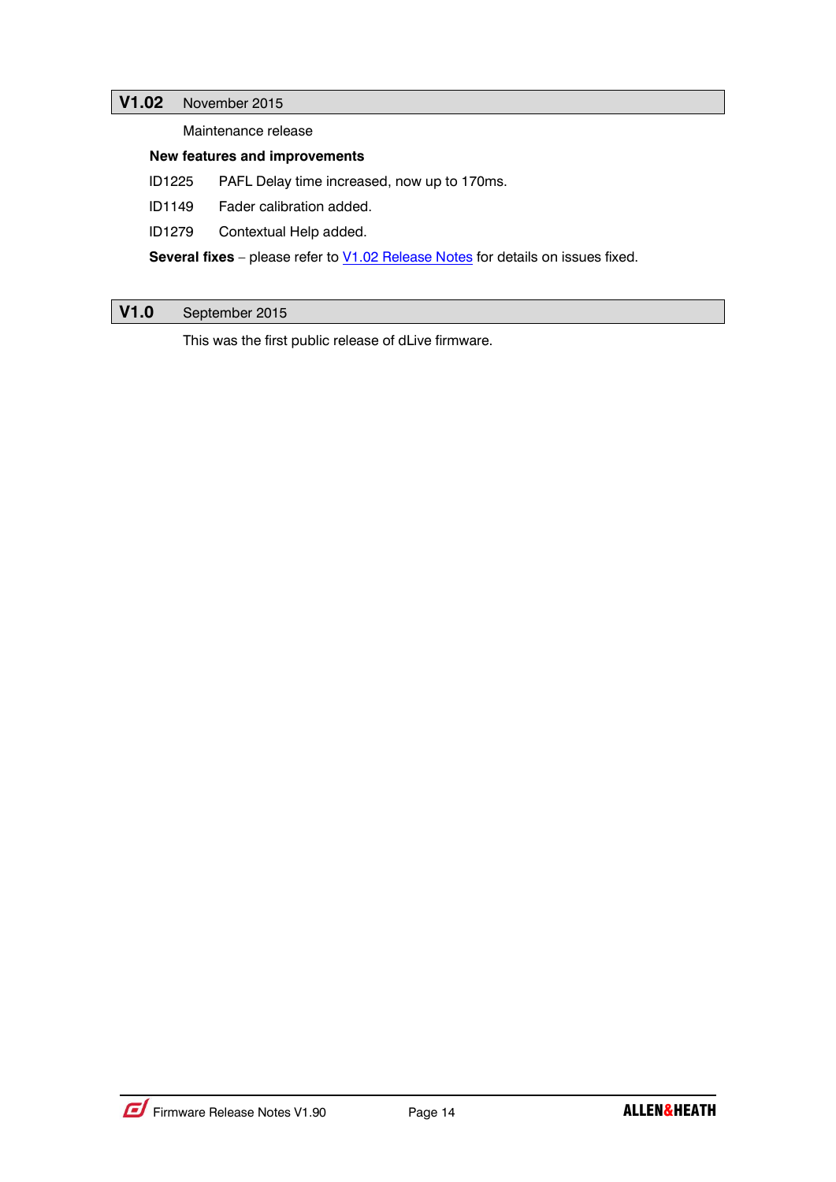## V1.02 November 2015

Maintenance release

**New features and improvements**

ID1225 PAFL Delay time increased, now up to 170ms.

ID1149 Fader calibration added.

ID1279 Contextual Help added.

**Several fixes** – please refer to V1.02 Release Notes for details on issues fixed.

## V1.0 September 2015

This was the first public release of dLive firmware.